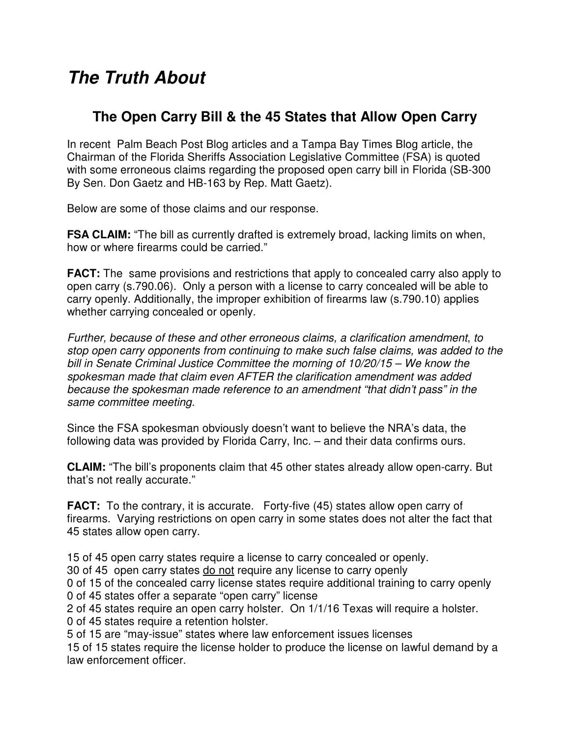# *The Truth About*

## The Open Carry Bill & the 45 States that Allow Open Carry

In recent Palm Beach Post Blog articles and a Tampa Bay Times Blog article, the Chairman of the Florida Sheriffs Association Legislative Committee (FSA) is quoted with some erroneous claims regarding the proposed open carry bill in Florida (SB-300 By Sen. Don Gaetz and HB-163 by Rep. Matt Gaetz).

Below are some of those claims and our response.

**FSA CLAIM:** "The bill as currently drafted is extremely broad, lacking limits on when, how or where firearms could be carried."

**FACT:** The same provisions and restrictions that apply to concealed carry also apply to open carry (s.790.06). Only a person with a license to carry concealed will be able to carry openly. Additionally, the improper exhibition of firearms law (s.790.10) applies whether carrying concealed or openly.

*Further, because of these and other erroneous claims, a clarification amendment, to stop open carry opponents from continuing to make such false claims, was added to the bill in Senate Criminal Justice Committee the morning of 10/20/15 – We know the spokesman made that claim even AFTER the clarification amendment was added because the spokesman made reference to an amendment "that didn't pass" in the same committee meeting.*

Since the FSA spokesman obviously doesn't want to believe the NRA's data, the following data was provided by Florida Carry, Inc. – and their data confirms ours.

**CLAIM:** "The bill's proponents claim that 45 other states already allow open-carry. But that's not really accurate."

**FACT:** To the contrary, it is accurate. Forty-five (45) states allow open carry of firearms. Varying restrictions on open carry in some states does not alter the fact that 45 states allow open carry.

15 of 45 open carry states require a license to carry concealed or openly.
30 of 45 open carry states <u>do not</u> require any license to carry openly
0 of 15 of the concealed carry license states require additional training to carry openly
0 of 45 states offer a separate "open carry" license
2 of 45 states require an open carry holster. On 1/1/16 Texas will require a holster.
0 of 45 states require a retention holster.
5 of 15 are "may-issue" states where law enforcement issues licenses
15 of 15 states require the license holder to produce the license on lawful demand by a law enforcement officer.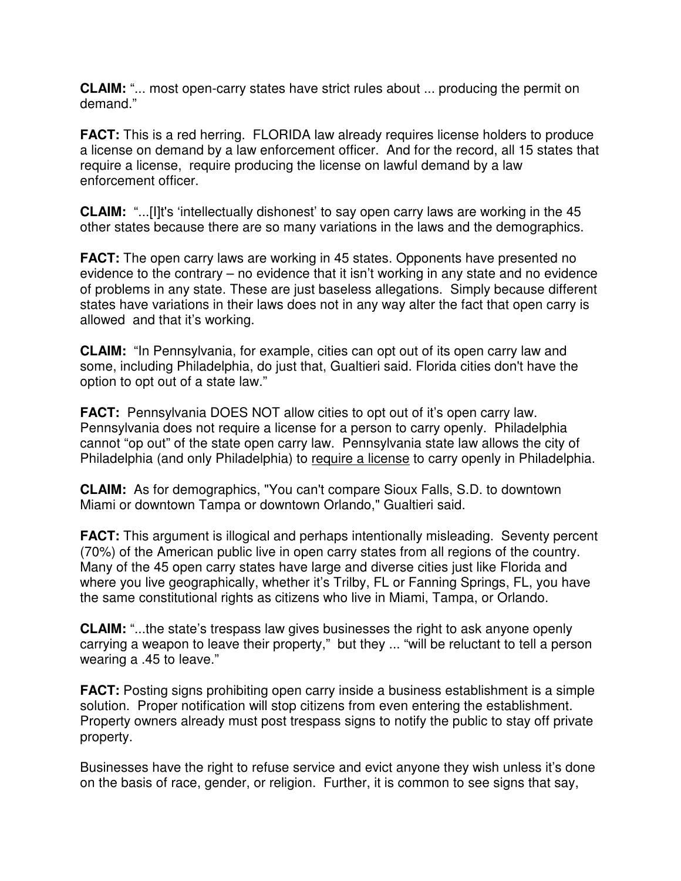**CLAIM:** "... most open-carry states have strict rules about ... producing the permit on demand."

**FACT:** This is a red herring. FLORIDA law already requires license holders to produce a license on demand by a law enforcement officer. And for the record, all 15 states that require a license, require producing the license on lawful demand by a law enforcement officer.

**CLAIM:** "...[I]t's 'intellectually dishonest' to say open carry laws are working in the 45 other states because there are so many variations in the laws and the demographics.

**FACT:** The open carry laws are working in 45 states. Opponents have presented no evidence to the contrary – no evidence that it isn't working in any state and no evidence of problems in any state. These are just baseless allegations. Simply because different states have variations in their laws does not in any way alter the fact that open carry is allowed and that it's working.

**CLAIM:** "In Pennsylvania, for example, cities can opt out of its open carry law and some, including Philadelphia, do just that, Gualtieri said. Florida cities don't have the option to opt out of a state law."

**FACT:** Pennsylvania DOES NOT allow cities to opt out of it's open carry law. Pennsylvania does not require a license for a person to carry openly. Philadelphia cannot "op out" of the state open carry law. Pennsylvania state law allows the city of Philadelphia (and only Philadelphia) to <u>require a license</u> to carry openly in Philadelphia.

**CLAIM:** As for demographics, "You can't compare Sioux Falls, S.D. to downtown Miami or downtown Tampa or downtown Orlando," Gualtieri said.

**FACT:** This argument is illogical and perhaps intentionally misleading. Seventy percent (70%) of the American public live in open carry states from all regions of the country. Many of the 45 open carry states have large and diverse cities just like Florida and where you live geographically, whether it's Trilby, FL or Fanning Springs, FL, you have the same constitutional rights as citizens who live in Miami, Tampa, or Orlando.

**CLAIM:** "...the state's trespass law gives businesses the right to ask anyone openly carrying a weapon to leave their property," but they ... "will be reluctant to tell a person wearing a .45 to leave."

**FACT:** Posting signs prohibiting open carry inside a business establishment is a simple solution. Proper notification will stop citizens from even entering the establishment. Property owners already must post trespass signs to notify the public to stay off private property.

Businesses have the right to refuse service and evict anyone they wish unless it's done on the basis of race, gender, or religion. Further, it is common to see signs that say,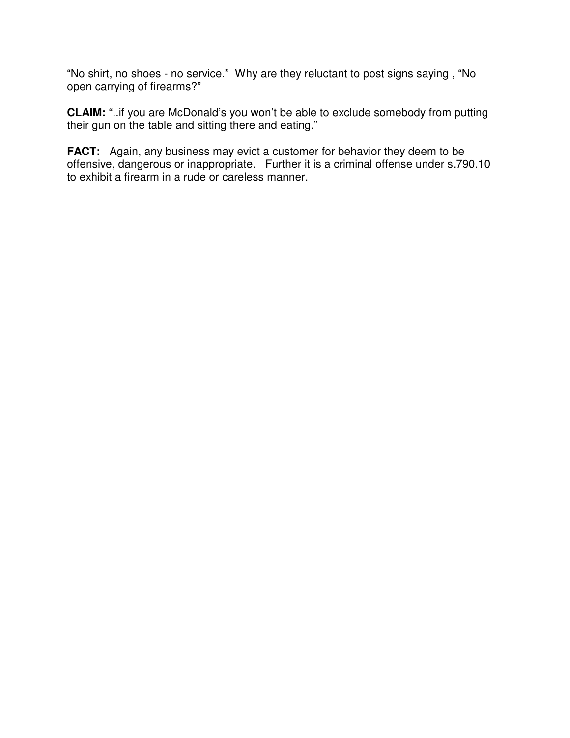"No shirt, no shoes - no service." Why are they reluctant to post signs saying , "No open carrying of firearms?"

**CLAIM:** "..if you are McDonald's you won't be able to exclude somebody from putting their gun on the table and sitting there and eating."

**FACT:** Again, any business may evict a customer for behavior they deem to be offensive, dangerous or inappropriate. Further it is a criminal offense under s.790.10 to exhibit a firearm in a rude or careless manner.